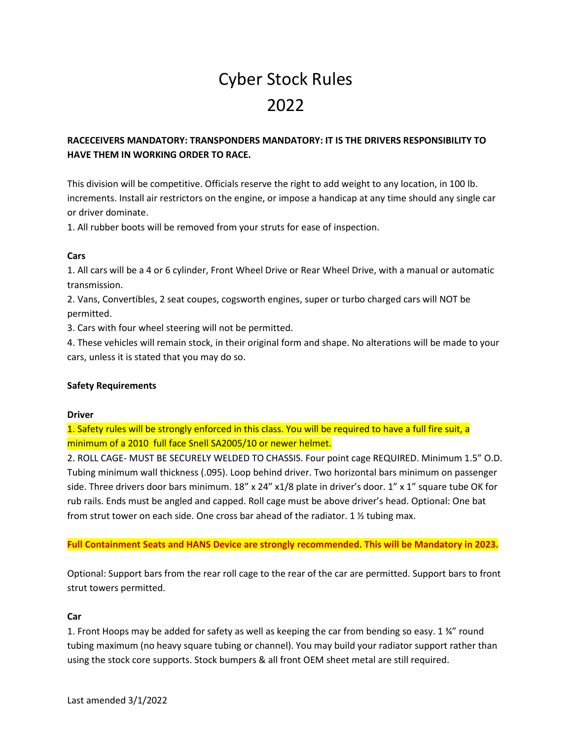# Cyber Stock Rules
# 2022

**RACECEIVERS MANDATORY: TRANSPONDERS MANDATORY: IT IS THE DRIVERS RESPONSIBILITY TO HAVE THEM IN WORKING ORDER TO RACE.**

This division will be competitive. Officials reserve the right to add weight to any location, in 100 lb. increments. Install air restrictors on the engine, or impose a handicap at any time should any single car or driver dominate.

1. All rubber boots will be removed from your struts for ease of inspection.

**Cars**

1. All cars will be a 4 or 6 cylinder, Front Wheel Drive or Rear Wheel Drive, with a manual or automatic transmission.
2. Vans, Convertibles, 2 seat coupes, cogsworth engines, super or turbo charged cars will NOT be permitted.
3. Cars with four wheel steering will not be permitted.
4. These vehicles will remain stock, in their original form and shape. No alterations will be made to your cars, unless it is stated that you may do so.

**Safety Requirements**

**Driver**

1. Safety rules will be strongly enforced in this class. You will be required to have a full fire suit, a minimum of a 2010 full face Snell SA2005/10 or newer helmet.
2. ROLL CAGE- MUST BE SECURELY WELDED TO CHASSIS. Four point cage REQUIRED. Minimum 1.5" O.D. Tubing minimum wall thickness (.095). Loop behind driver. Two horizontal bars minimum on passenger side. Three drivers door bars minimum. 18" x 24" x1/8 plate in driver's door. 1" x 1" square tube OK for rub rails. Ends must be angled and capped. Roll cage must be above driver's head. Optional: One bat from strut tower on each side. One cross bar ahead of the radiator. 1 ½ tubing max.

**Full Containment Seats and HANS Device are strongly recommended. This will be Mandatory in 2023.**

Optional: Support bars from the rear roll cage to the rear of the car are permitted. Support bars to front strut towers permitted.

**Car**

1. Front Hoops may be added for safety as well as keeping the car from bending so easy. 1 ¾" round tubing maximum (no heavy square tubing or channel). You may build your radiator support rather than using the stock core supports. Stock bumpers & all front OEM sheet metal are still required.

Last amended 3/1/2022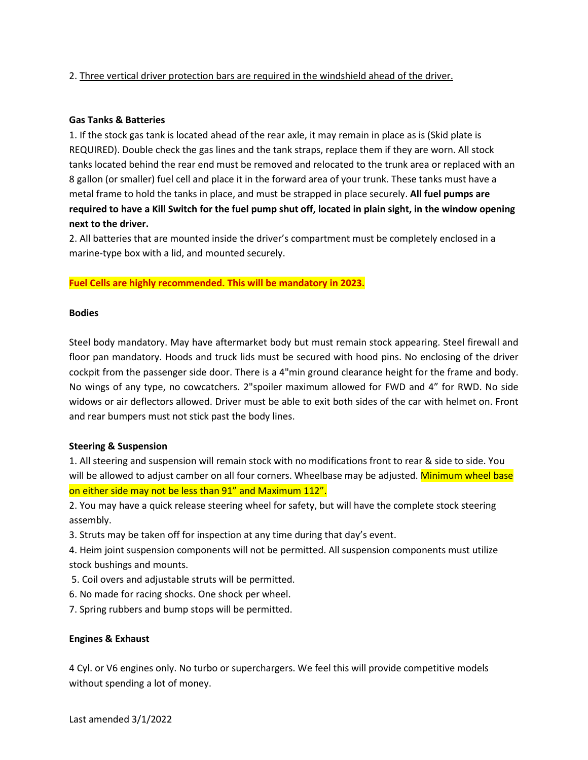2. <u>Three vertical driver protection bars are required in the windshield ahead of the driver.</u>

**Gas Tanks & Batteries**

1. If the stock gas tank is located ahead of the rear axle, it may remain in place as is (Skid plate is REQUIRED). Double check the gas lines and the tank straps, replace them if they are worn. All stock tanks located behind the rear end must be removed and relocated to the trunk area or replaced with an 8 gallon (or smaller) fuel cell and place it in the forward area of your trunk. These tanks must have a metal frame to hold the tanks in place, and must be strapped in place securely. **All fuel pumps are required to have a Kill Switch for the fuel pump shut off, located in plain sight, in the window opening next to the driver.**
2. All batteries that are mounted inside the driver's compartment must be completely enclosed in a marine-type box with a lid, and mounted securely.

**Fuel Cells are highly recommended. This will be mandatory in 2023.**

**Bodies**

Steel body mandatory. May have aftermarket body but must remain stock appearing. Steel firewall and floor pan mandatory. Hoods and truck lids must be secured with hood pins. No enclosing of the driver cockpit from the passenger side door. There is a 4"min ground clearance height for the frame and body. No wings of any type, no cowcatchers. 2"spoiler maximum allowed for FWD and 4" for RWD. No side widows or air deflectors allowed. Driver must be able to exit both sides of the car with helmet on. Front and rear bumpers must not stick past the body lines.

**Steering & Suspension**

1. All steering and suspension will remain stock with no modifications front to rear & side to side. You will be allowed to adjust camber on all four corners. Wheelbase may be adjusted. Minimum wheel base on either side may not be less than 91" and Maximum 112".
2. You may have a quick release steering wheel for safety, but will have the complete stock steering assembly.
3. Struts may be taken off for inspection at any time during that day's event.
4. Heim joint suspension components will not be permitted. All suspension components must utilize stock bushings and mounts.
5. Coil overs and adjustable struts will be permitted.
6. No made for racing shocks. One shock per wheel.
7. Spring rubbers and bump stops will be permitted.

**Engines & Exhaust**

4 Cyl. or V6 engines only. No turbo or superchargers. We feel this will provide competitive models without spending a lot of money.

Last amended 3/1/2022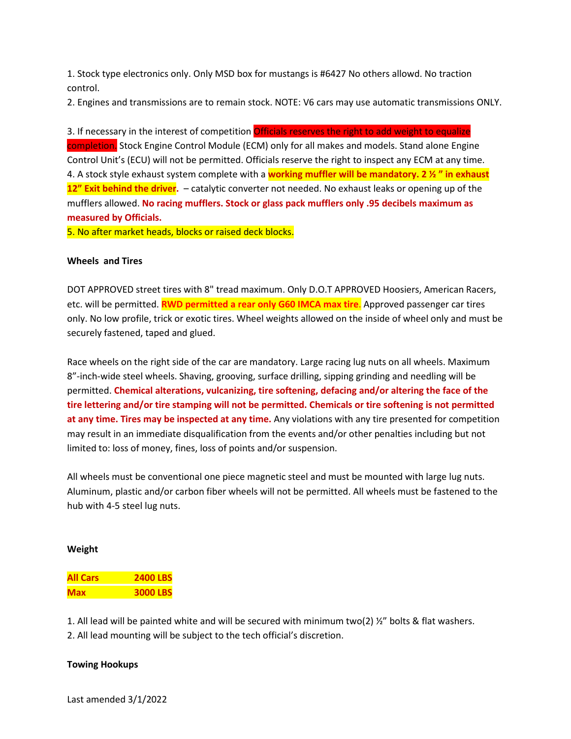1. Stock type electronics only. Only MSD box for mustangs is #6427 No others allowd. No traction control.
2. Engines and transmissions are to remain stock. NOTE: V6 cars may use automatic transmissions ONLY.

3. If necessary in the interest of competition Officials reserves the right to add weight to equalize completion. Stock Engine Control Module (ECM) only for all makes and models. Stand alone Engine Control Unit's (ECU) will not be permitted. Officials reserve the right to inspect any ECM at any time.
4. A stock style exhaust system complete with a **working muffler will be mandatory. 2 ½ " in exhaust 12" Exit behind the driver**. – catalytic converter not needed. No exhaust leaks or opening up of the mufflers allowed. **No racing mufflers. Stock or glass pack mufflers only .95 decibels maximum as measured by Officials.**
5. No after market heads, blocks or raised deck blocks.

**Wheels and Tires**

DOT APPROVED street tires with 8" tread maximum. Only D.O.T APPROVED Hoosiers, American Racers, etc. will be permitted. **RWD permitted a rear only G60 IMCA max tire.** Approved passenger car tires only. No low profile, trick or exotic tires. Wheel weights allowed on the inside of wheel only and must be securely fastened, taped and glued.

Race wheels on the right side of the car are mandatory. Large racing lug nuts on all wheels. Maximum 8"-inch-wide steel wheels. Shaving, grooving, surface drilling, sipping grinding and needling will be permitted. **Chemical alterations, vulcanizing, tire softening, defacing and/or altering the face of the tire lettering and/or tire stamping will not be permitted. Chemicals or tire softening is not permitted at any time. Tires may be inspected at any time.** Any violations with any tire presented for competition may result in an immediate disqualification from the events and/or other penalties including but not limited to: loss of money, fines, loss of points and/or suspension.

All wheels must be conventional one piece magnetic steel and must be mounted with large lug nuts. Aluminum, plastic and/or carbon fiber wheels will not be permitted. All wheels must be fastened to the hub with 4-5 steel lug nuts.

**Weight**

| | |
|---|---|
| **All Cars** | **2400 LBS** |
| **Max** | **3000 LBS** |

1. All lead will be painted white and will be secured with minimum two(2) ½" bolts & flat washers.
2. All lead mounting will be subject to the tech official's discretion.

**Towing Hookups**

Last amended 3/1/2022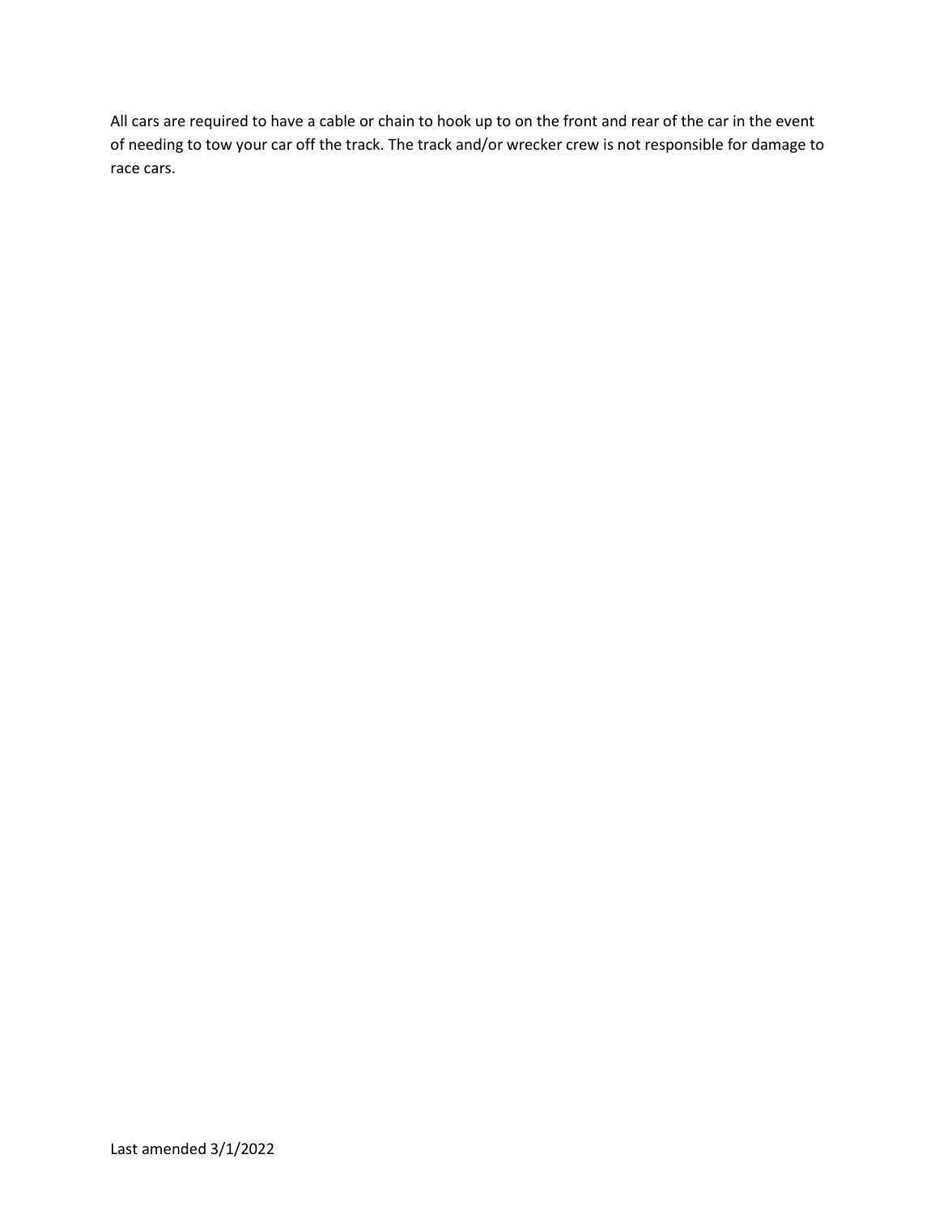All cars are required to have a cable or chain to hook up to on the front and rear of the car in the event of needing to tow your car off the track. The track and/or wrecker crew is not responsible for damage to race cars.

Last amended 3/1/2022